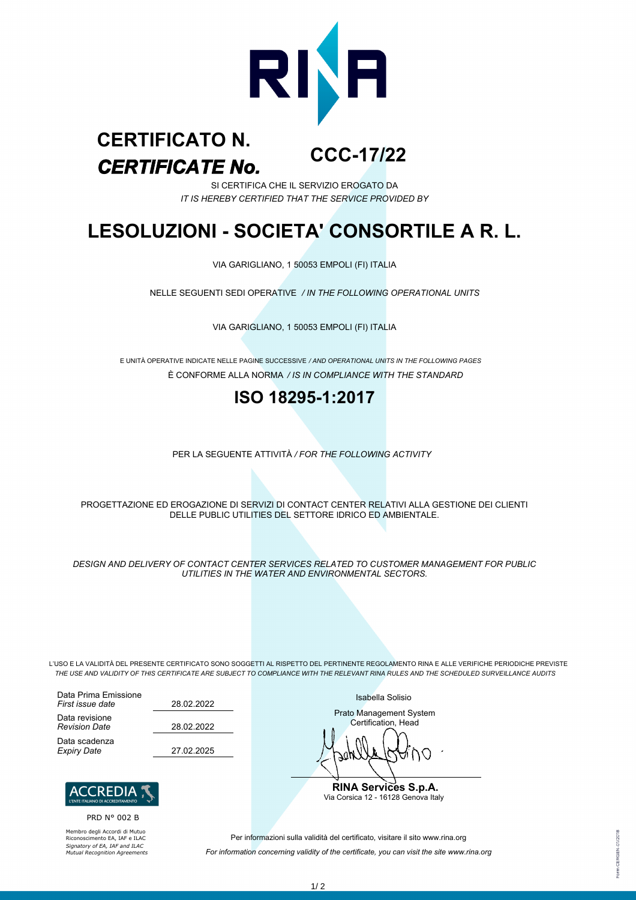# CERTIFICATO N.
# *CERTIFICATE No.*

## CCC-17/22

SI CERTIFICA CHE IL SERVIZIO EROGATO DA
*IT IS HEREBY CERTIFIED THAT THE SERVICE PROVIDED BY*

# LESOLUZIONI - SOCIETA' CONSORTILE A R. L.

VIA GARIGLIANO, 1 50053 EMPOLI (FI) ITALIA

NELLE SEGUENTI SEDI OPERATIVE */ IN THE FOLLOWING OPERATIONAL UNITS*

VIA GARIGLIANO, 1 50053 EMPOLI (FI) ITALIA

E UNITÀ OPERATIVE INDICATE NELLE PAGINE SUCCESSIVE */ AND OPERATIONAL UNITS IN THE FOLLOWING PAGES*

È CONFORME ALLA NORMA */ IS IN COMPLIANCE WITH THE STANDARD*

## ISO 18295-1:2017

PER LA SEGUENTE ATTIVITÀ */ FOR THE FOLLOWING ACTIVITY*

PROGETTAZIONE ED EROGAZIONE DI SERVIZI DI CONTACT CENTER RELATIVI ALLA GESTIONE DEI CLIENTI DELLE PUBLIC UTILITIES DEL SETTORE IDRICO ED AMBIENTALE.

*DESIGN AND DELIVERY OF CONTACT CENTER SERVICES RELATED TO CUSTOMER MANAGEMENT FOR PUBLIC UTILITIES IN THE WATER AND ENVIRONMENTAL SECTORS.*

L'USO E LA VALIDITÀ DEL PRESENTE CERTIFICATO SONO SOGGETTI AL RISPETTO DEL PERTINENTE REGOLAMENTO RINA E ALLE VERIFICHE PERIODICHE PREVISTE
*THE USE AND VALIDITY OF THIS CERTIFICATE ARE SUBJECT TO COMPLIANCE WITH THE RELEVANT RINA RULES AND THE SCHEDULED SURVEILLANCE AUDITS*

| | |
|---|---|
| Data Prima Emissione *First issue date* | 28.02.2022 |
| Data revisione *Revision Date* | 28.02.2022 |
| Data scadenza *Expiry Date* | 27.02.2025 |

Isabella Solisio

Prato Management System Certification, Head

**RINA Services S.p.A.**
Via Corsica 12 - 16128 Genova Italy

ACCREDIA
L'ENTE ITALIANO DI ACCREDITAMENTO

PRD N° 002 B

Membro degli Accordi di Mutuo Riconoscimento EA, IAF e ILAC
*Signatory of EA, IAF and ILAC Mutual Recognition Agreements*

Per informazioni sulla validità del certificato, visitare il sito www.rina.org
*For information concerning validity of the certificate, you can visit the site www.rina.org*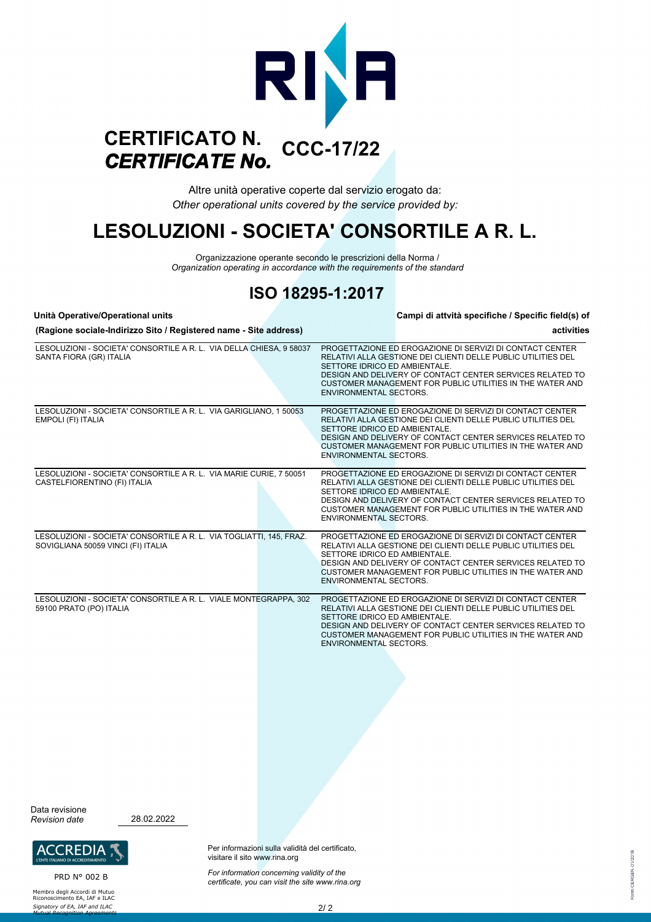# CERTIFICATO N. *CERTIFICATE No.* CCC-17/22

Altre unità operative coperte dal servizio erogato da:
*Other operational units covered by the service provided by:*

# LESOLUZIONI - SOCIETA' CONSORTILE A R. L.

Organizzazione operante secondo le prescrizioni della Norma /
*Organization operating in accordance with the requirements of the standard*

## ISO 18295-1:2017

| **Unità Operative/Operational units** **(Ragione sociale-Indirizzo Sito / Registered name - Site address)** | **Campi di attvità specifiche / Specific field(s) of activities** |
| --- | --- |
| LESOLUZIONI - SOCIETA' CONSORTILE A R. L. VIA DELLA CHIESA, 9 58037 SANTA FIORA (GR) ITALIA | PROGETTAZIONE ED EROGAZIONE DI SERVIZI DI CONTACT CENTER RELATIVI ALLA GESTIONE DEI CLIENTI DELLE PUBLIC UTILITIES DEL SETTORE IDRICO ED AMBIENTALE. DESIGN AND DELIVERY OF CONTACT CENTER SERVICES RELATED TO CUSTOMER MANAGEMENT FOR PUBLIC UTILITIES IN THE WATER AND ENVIRONMENTAL SECTORS. |
| LESOLUZIONI - SOCIETA' CONSORTILE A R. L. VIA GARIGLIANO, 1 50053 EMPOLI (FI) ITALIA | PROGETTAZIONE ED EROGAZIONE DI SERVIZI DI CONTACT CENTER RELATIVI ALLA GESTIONE DEI CLIENTI DELLE PUBLIC UTILITIES DEL SETTORE IDRICO ED AMBIENTALE. DESIGN AND DELIVERY OF CONTACT CENTER SERVICES RELATED TO CUSTOMER MANAGEMENT FOR PUBLIC UTILITIES IN THE WATER AND ENVIRONMENTAL SECTORS. |
| LESOLUZIONI - SOCIETA' CONSORTILE A R. L. VIA MARIE CURIE, 7 50051 CASTELFIORENTINO (FI) ITALIA | PROGETTAZIONE ED EROGAZIONE DI SERVIZI DI CONTACT CENTER RELATIVI ALLA GESTIONE DEI CLIENTI DELLE PUBLIC UTILITIES DEL SETTORE IDRICO ED AMBIENTALE. DESIGN AND DELIVERY OF CONTACT CENTER SERVICES RELATED TO CUSTOMER MANAGEMENT FOR PUBLIC UTILITIES IN THE WATER AND ENVIRONMENTAL SECTORS. |
| LESOLUZIONI - SOCIETA' CONSORTILE A R. L. VIA TOGLIATTI, 145, FRAZ. SOVIGLIANA 50059 VINCI (FI) ITALIA | PROGETTAZIONE ED EROGAZIONE DI SERVIZI DI CONTACT CENTER RELATIVI ALLA GESTIONE DEI CLIENTI DELLE PUBLIC UTILITIES DEL SETTORE IDRICO ED AMBIENTALE. DESIGN AND DELIVERY OF CONTACT CENTER SERVICES RELATED TO CUSTOMER MANAGEMENT FOR PUBLIC UTILITIES IN THE WATER AND ENVIRONMENTAL SECTORS. |
| LESOLUZIONI - SOCIETA' CONSORTILE A R. L. VIALE MONTEGRAPPA, 302 59100 PRATO (PO) ITALIA | PROGETTAZIONE ED EROGAZIONE DI SERVIZI DI CONTACT CENTER RELATIVI ALLA GESTIONE DEI CLIENTI DELLE PUBLIC UTILITIES DEL SETTORE IDRICO ED AMBIENTALE. DESIGN AND DELIVERY OF CONTACT CENTER SERVICES RELATED TO CUSTOMER MANAGEMENT FOR PUBLIC UTILITIES IN THE WATER AND ENVIRONMENTAL SECTORS. |

Data revisione
*Revision date* 28.02.2022

ACCREDIA
L'ENTE ITALIANO DI ACCREDITAMENTO

PRD N° 002 B

Membro degli Accordi di Mutuo Riconoscimento EA, IAF e ILAC
*Signatory of EA, IAF and ILAC Mutual Recognition Agreements*

Per informazioni sulla validità del certificato, visitare il sito www.rina.org

*For information concerning validity of the certificate, you can visit the site www.rina.org*

Form CERGEN 01/2018